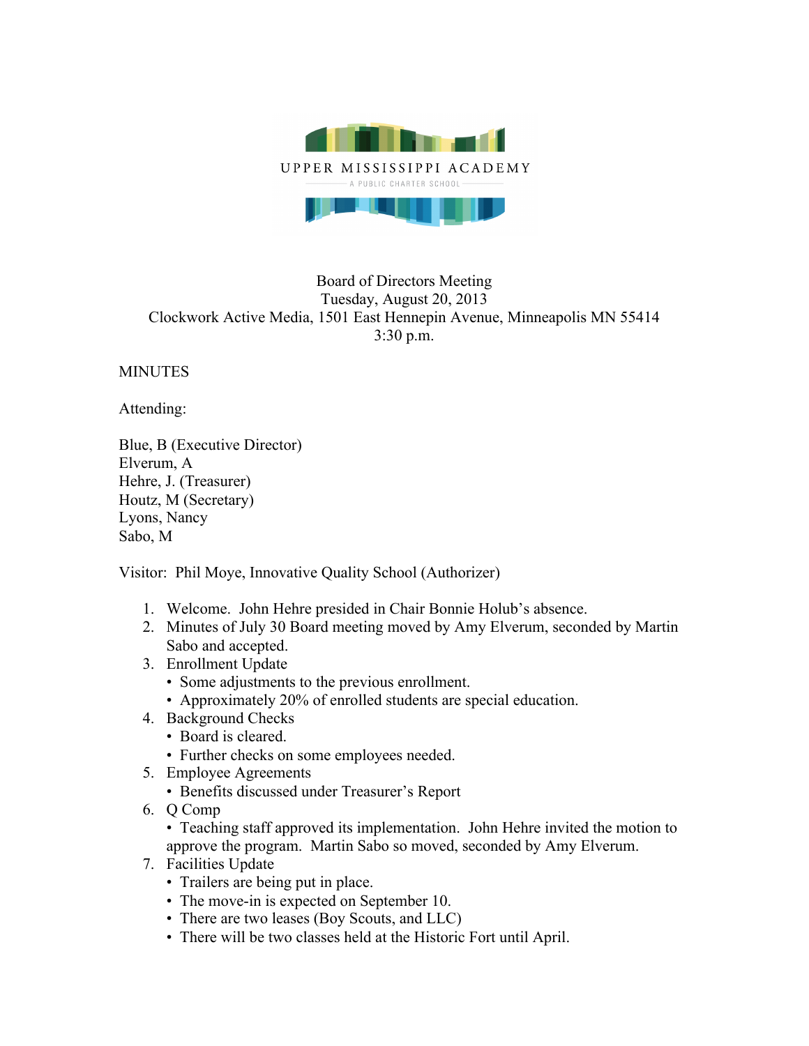UPPER MISSISSIPPI ACADEMY

A PUBLIC CHARTER SCHOOL

Board of Directors Meeting
Tuesday, August 20, 2013
Clockwork Active Media, 1501 East Hennepin Avenue, Minneapolis MN 55414
3:30 p.m.

MINUTES

Attending:

Blue, B (Executive Director)
Elverum, A
Hehre, J. (Treasurer)
Houtz, M (Secretary)
Lyons, Nancy
Sabo, M

Visitor: Phil Moye, Innovative Quality School (Authorizer)

1. Welcome. John Hehre presided in Chair Bonnie Holub's absence.
2. Minutes of July 30 Board meeting moved by Amy Elverum, seconded by Martin Sabo and accepted.
3. Enrollment Update
   - Some adjustments to the previous enrollment.
   - Approximately 20% of enrolled students are special education.
4. Background Checks
   - Board is cleared.
   - Further checks on some employees needed.
5. Employee Agreements
   - Benefits discussed under Treasurer's Report
6. Q Comp
   - Teaching staff approved its implementation. John Hehre invited the motion to approve the program. Martin Sabo so moved, seconded by Amy Elverum.
7. Facilities Update
   - Trailers are being put in place.
   - The move-in is expected on September 10.
   - There are two leases (Boy Scouts, and LLC)
   - There will be two classes held at the Historic Fort until April.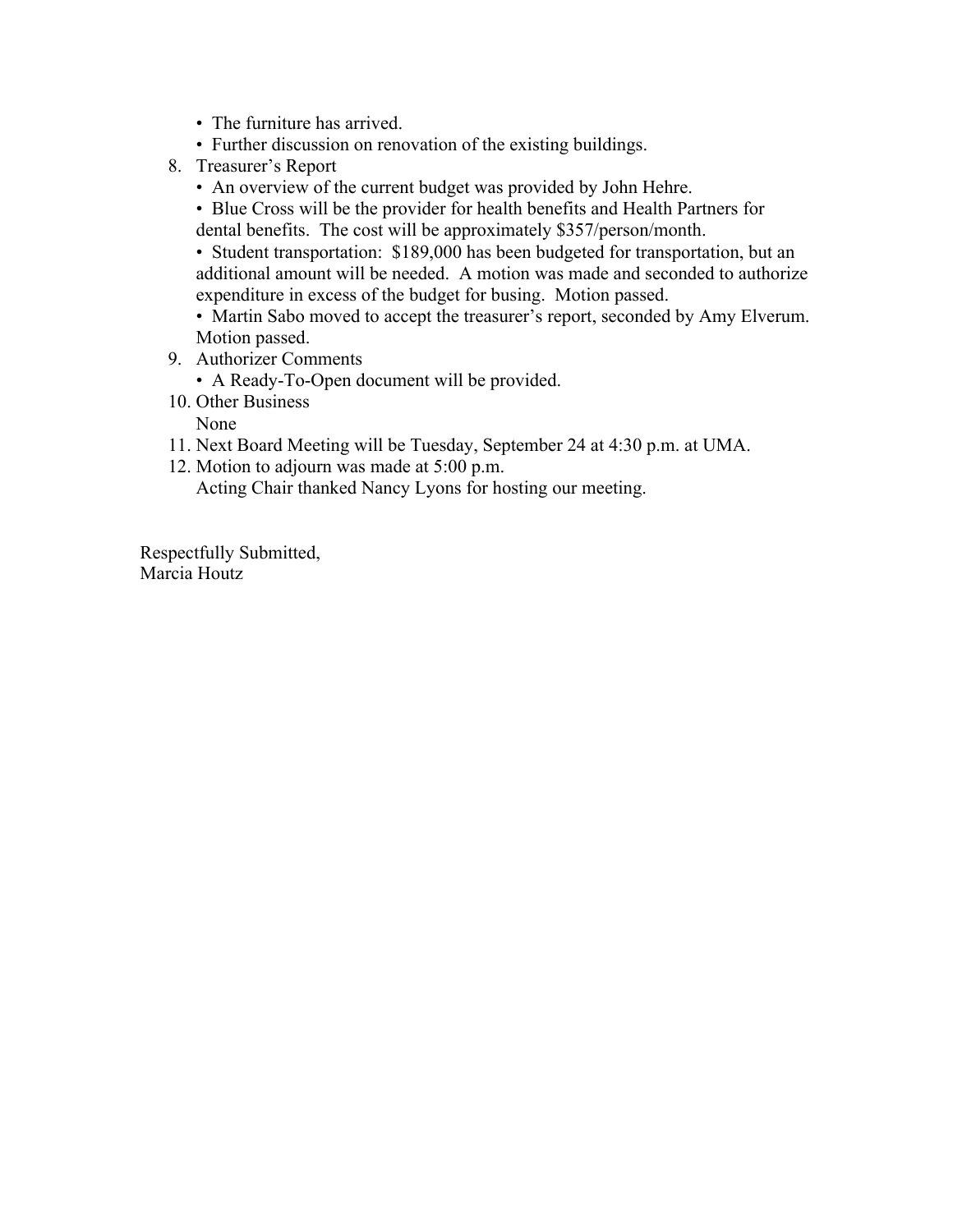- The furniture has arrived.
- Further discussion on renovation of the existing buildings.

8. Treasurer's Report
   - An overview of the current budget was provided by John Hehre.
   - Blue Cross will be the provider for health benefits and Health Partners for dental benefits. The cost will be approximately $357/person/month.
   - Student transportation: $189,000 has been budgeted for transportation, but an additional amount will be needed. A motion was made and seconded to authorize expenditure in excess of the budget for busing. Motion passed.
   - Martin Sabo moved to accept the treasurer's report, seconded by Amy Elverum. Motion passed.
9. Authorizer Comments
   - A Ready-To-Open document will be provided.
10. Other Business
    None
11. Next Board Meeting will be Tuesday, September 24 at 4:30 p.m. at UMA.
12. Motion to adjourn was made at 5:00 p.m.
    Acting Chair thanked Nancy Lyons for hosting our meeting.

Respectfully Submitted,
Marcia Houtz